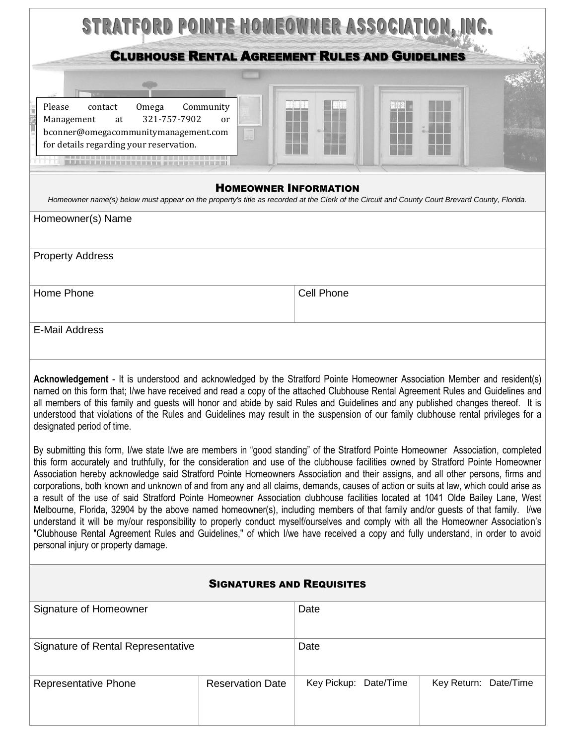# STRATFORD POINTE HOMEOWNER ASSOCIATION, INC.

## CLUBHOUSE RENTAL AGREEMENT RULES AND GUIDELINES

Please contact Omega Community Management at 321-757-7902 or bconner@omegacommunitymanagement.com for details regarding your reservation.

### HOMEOWNER INFORMATION

*Homeowner name(s) below must appear on the property's title as recorded at the Clerk of the Circuit and County Court Brevard County, Florida.*

| Homeowner(s) Name | |
|---|---|
| Property Address | |
| Home Phone | Cell Phone |
| E-Mail Address | |

**Acknowledgement** - It is understood and acknowledged by the Stratford Pointe Homeowner Association Member and resident(s) named on this form that; I/we have received and read a copy of the attached Clubhouse Rental Agreement Rules and Guidelines and all members of this family and guests will honor and abide by said Rules and Guidelines and any published changes thereof. It is understood that violations of the Rules and Guidelines may result in the suspension of our family clubhouse rental privileges for a designated period of time.

By submitting this form, I/we state I/we are members in "good standing" of the Stratford Pointe Homeowner Association, completed this form accurately and truthfully, for the consideration and use of the clubhouse facilities owned by Stratford Pointe Homeowner Association hereby acknowledge said Stratford Pointe Homeowners Association and their assigns, and all other persons, firms and corporations, both known and unknown of and from any and all claims, demands, causes of action or suits at law, which could arise as a result of the use of said Stratford Pointe Homeowner Association clubhouse facilities located at 1041 Olde Bailey Lane, West Melbourne, Florida, 32904 by the above named homeowner(s), including members of that family and/or guests of that family. I/we understand it will be my/our responsibility to properly conduct myself/ourselves and comply with all the Homeowner Association's "Clubhouse Rental Agreement Rules and Guidelines," of which I/we have received a copy and fully understand, in order to avoid personal injury or property damage.

### SIGNATURES AND REQUISITES

| Signature of Homeowner | | Date | |
|---|---|---|---|
| Signature of Rental Representative | | Date | |
| Representative Phone | Reservation Date | Key Pickup: Date/Time | Key Return: Date/Time |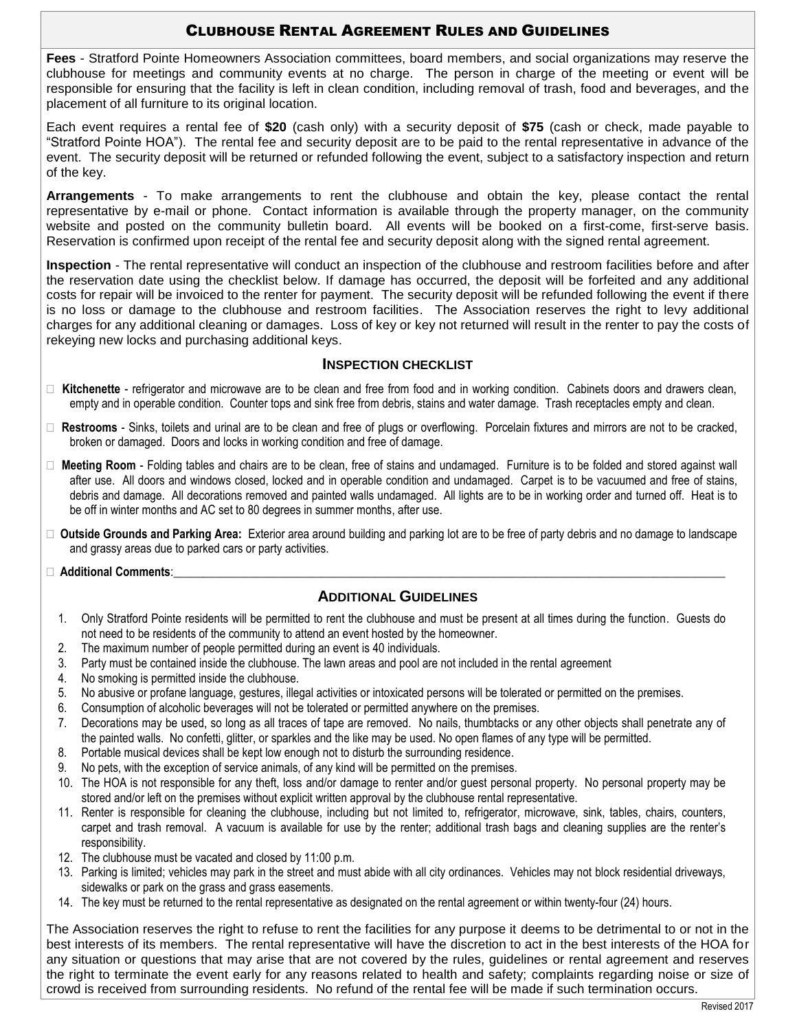## Clubhouse Rental Agreement Rules and Guidelines

**Fees** - Stratford Pointe Homeowners Association committees, board members, and social organizations may reserve the clubhouse for meetings and community events at no charge. The person in charge of the meeting or event will be responsible for ensuring that the facility is left in clean condition, including removal of trash, food and beverages, and the placement of all furniture to its original location.

Each event requires a rental fee of **$20** (cash only) with a security deposit of **$75** (cash or check, made payable to "Stratford Pointe HOA"). The rental fee and security deposit are to be paid to the rental representative in advance of the event. The security deposit will be returned or refunded following the event, subject to a satisfactory inspection and return of the key.

**Arrangements** - To make arrangements to rent the clubhouse and obtain the key, please contact the rental representative by e-mail or phone. Contact information is available through the property manager, on the community website and posted on the community bulletin board. All events will be booked on a first-come, first-serve basis. Reservation is confirmed upon receipt of the rental fee and security deposit along with the signed rental agreement.

**Inspection** - The rental representative will conduct an inspection of the clubhouse and restroom facilities before and after the reservation date using the checklist below. If damage has occurred, the deposit will be forfeited and any additional costs for repair will be invoiced to the renter for payment. The security deposit will be refunded following the event if there is no loss or damage to the clubhouse and restroom facilities. The Association reserves the right to levy additional charges for any additional cleaning or damages. Loss of key or key not returned will result in the renter to pay the costs of rekeying new locks and purchasing additional keys.

### Inspection Checklist

- ☐ **Kitchenette** - refrigerator and microwave are to be clean and free from food and in working condition. Cabinets doors and drawers clean, empty and in operable condition. Counter tops and sink free from debris, stains and water damage. Trash receptacles empty and clean.
- ☐ **Restrooms** - Sinks, toilets and urinal are to be clean and free of plugs or overflowing. Porcelain fixtures and mirrors are not to be cracked, broken or damaged. Doors and locks in working condition and free of damage.
- ☐ **Meeting Room** - Folding tables and chairs are to be clean, free of stains and undamaged. Furniture is to be folded and stored against wall after use. All doors and windows closed, locked and in operable condition and undamaged. Carpet is to be vacuumed and free of stains, debris and damage. All decorations removed and painted walls undamaged. All lights are to be in working order and turned off. Heat is to be off in winter months and AC set to 80 degrees in summer months, after use.
- ☐ **Outside Grounds and Parking Area:** Exterior area around building and parking lot are to be free of party debris and no damage to landscape and grassy areas due to parked cars or party activities.
- ☐ **Additional Comments**:\_\_\_\_\_\_\_\_\_\_\_\_\_\_\_\_\_\_\_\_\_\_\_\_\_\_\_\_\_\_\_\_\_\_\_\_\_\_\_\_\_\_\_\_\_\_\_\_

### Additional Guidelines

1. Only Stratford Pointe residents will be permitted to rent the clubhouse and must be present at all times during the function. Guests do not need to be residents of the community to attend an event hosted by the homeowner.
2. The maximum number of people permitted during an event is 40 individuals.
3. Party must be contained inside the clubhouse. The lawn areas and pool are not included in the rental agreement
4. No smoking is permitted inside the clubhouse.
5. No abusive or profane language, gestures, illegal activities or intoxicated persons will be tolerated or permitted on the premises.
6. Consumption of alcoholic beverages will not be tolerated or permitted anywhere on the premises.
7. Decorations may be used, so long as all traces of tape are removed. No nails, thumbtacks or any other objects shall penetrate any of the painted walls. No confetti, glitter, or sparkles and the like may be used. No open flames of any type will be permitted.
8. Portable musical devices shall be kept low enough not to disturb the surrounding residence.
9. No pets, with the exception of service animals, of any kind will be permitted on the premises.
10. The HOA is not responsible for any theft, loss and/or damage to renter and/or guest personal property. No personal property may be stored and/or left on the premises without explicit written approval by the clubhouse rental representative.
11. Renter is responsible for cleaning the clubhouse, including but not limited to, refrigerator, microwave, sink, tables, chairs, counters, carpet and trash removal. A vacuum is available for use by the renter; additional trash bags and cleaning supplies are the renter's responsibility.
12. The clubhouse must be vacated and closed by 11:00 p.m.
13. Parking is limited; vehicles may park in the street and must abide with all city ordinances. Vehicles may not block residential driveways, sidewalks or park on the grass and grass easements.
14. The key must be returned to the rental representative as designated on the rental agreement or within twenty-four (24) hours.

The Association reserves the right to refuse to rent the facilities for any purpose it deems to be detrimental to or not in the best interests of its members. The rental representative will have the discretion to act in the best interests of the HOA for any situation or questions that may arise that are not covered by the rules, guidelines or rental agreement and reserves the right to terminate the event early for any reasons related to health and safety; complaints regarding noise or size of crowd is received from surrounding residents. No refund of the rental fee will be made if such termination occurs.

Revised 2017